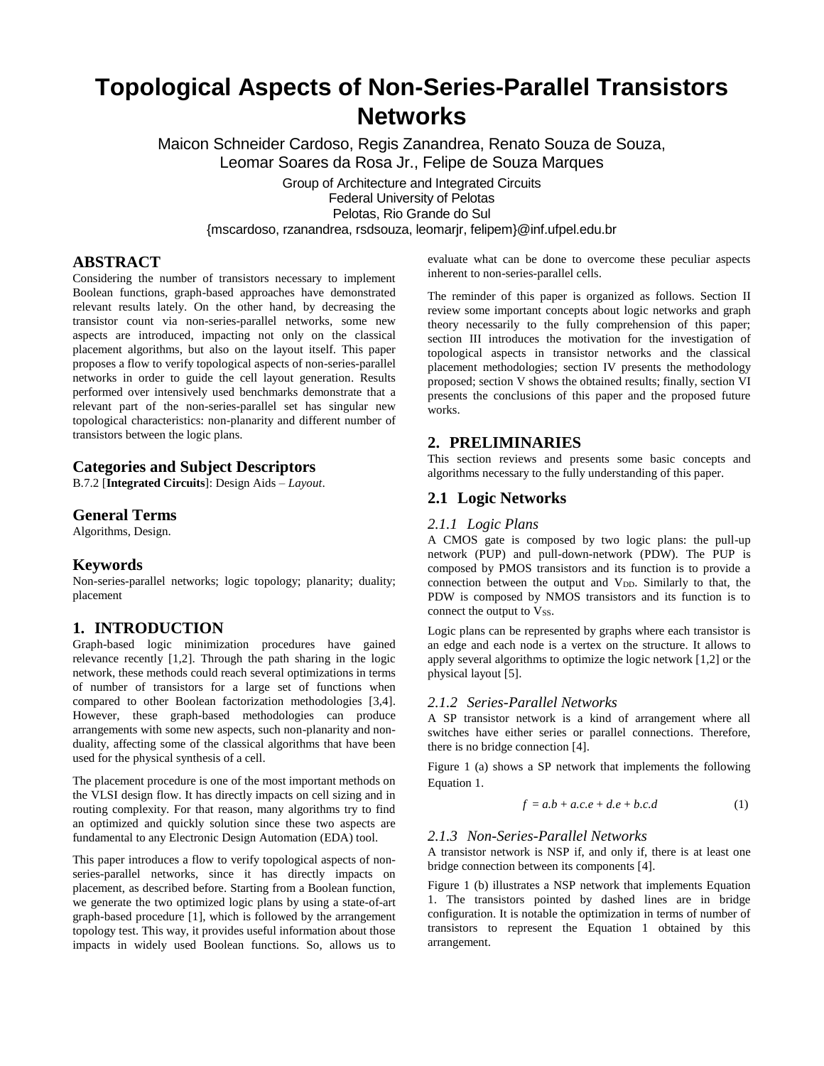# Topological Aspects of Non-Series-Parallel Transistors Networks

Maicon Schneider Cardoso, Regis Zanandrea, Renato Souza de Souza, Leomar Soares da Rosa Jr., Felipe de Souza Marques

Group of Architecture and Integrated Circuits
Federal University of Pelotas
Pelotas, Rio Grande do Sul
{mscardoso, rzanandrea, rsdsouza, leomarjr, felipem}@inf.ufpel.edu.br

## ABSTRACT

Considering the number of transistors necessary to implement Boolean functions, graph-based approaches have demonstrated relevant results lately. On the other hand, by decreasing the transistor count via non-series-parallel networks, some new aspects are introduced, impacting not only on the classical placement algorithms, but also on the layout itself. This paper proposes a flow to verify topological aspects of non-series-parallel networks in order to guide the cell layout generation. Results performed over intensively used benchmarks demonstrate that a relevant part of the non-series-parallel set has singular new topological characteristics: non-planarity and different number of transistors between the logic plans.

## Categories and Subject Descriptors

B.7.2 [**Integrated Circuits**]: Design Aids – *Layout*.

## General Terms

Algorithms, Design.

## Keywords

Non-series-parallel networks; logic topology; planarity; duality; placement

## 1. INTRODUCTION

Graph-based logic minimization procedures have gained relevance recently [1,2]. Through the path sharing in the logic network, these methods could reach several optimizations in terms of number of transistors for a large set of functions when compared to other Boolean factorization methodologies [3,4]. However, these graph-based methodologies can produce arrangements with some new aspects, such non-planarity and non-duality, affecting some of the classical algorithms that have been used for the physical synthesis of a cell.

The placement procedure is one of the most important methods on the VLSI design flow. It has directly impacts on cell sizing and in routing complexity. For that reason, many algorithms try to find an optimized and quickly solution since these two aspects are fundamental to any Electronic Design Automation (EDA) tool.

This paper introduces a flow to verify topological aspects of non-series-parallel networks, since it has directly impacts on placement, as described before. Starting from a Boolean function, we generate the two optimized logic plans by using a state-of-art graph-based procedure [1], which is followed by the arrangement topology test. This way, it provides useful information about those impacts in widely used Boolean functions. So, allows us to evaluate what can be done to overcome these peculiar aspects inherent to non-series-parallel cells.

The reminder of this paper is organized as follows. Section II review some important concepts about logic networks and graph theory necessarily to the fully comprehension of this paper; section III introduces the motivation for the investigation of topological aspects in transistor networks and the classical placement methodologies; section IV presents the methodology proposed; section V shows the obtained results; finally, section VI presents the conclusions of this paper and the proposed future works.

## 2. PRELIMINARIES

This section reviews and presents some basic concepts and algorithms necessary to the fully understanding of this paper.

### 2.1 Logic Networks

#### *2.1.1 Logic Plans*

A CMOS gate is composed by two logic plans: the pull-up network (PUP) and pull-down-network (PDW). The PUP is composed by PMOS transistors and its function is to provide a connection between the output and $V_{DD}$. Similarly to that, the PDW is composed by NMOS transistors and its function is to connect the output to $V_{SS}$.

Logic plans can be represented by graphs where each transistor is an edge and each node is a vertex on the structure. It allows to apply several algorithms to optimize the logic network [1,2] or the physical layout [5].

#### *2.1.2 Series-Parallel Networks*

A SP transistor network is a kind of arrangement where all switches have either series or parallel connections. Therefore, there is no bridge connection [4].

Figure 1 (a) shows a SP network that implements the following Equation 1.

$$f = a.b + a.c.e + d.e + b.c.d \tag{1}$$

#### *2.1.3 Non-Series-Parallel Networks*

A transistor network is NSP if, and only if, there is at least one bridge connection between its components [4].

Figure 1 (b) illustrates a NSP network that implements Equation 1. The transistors pointed by dashed lines are in bridge configuration. It is notable the optimization in terms of number of transistors to represent the Equation 1 obtained by this arrangement.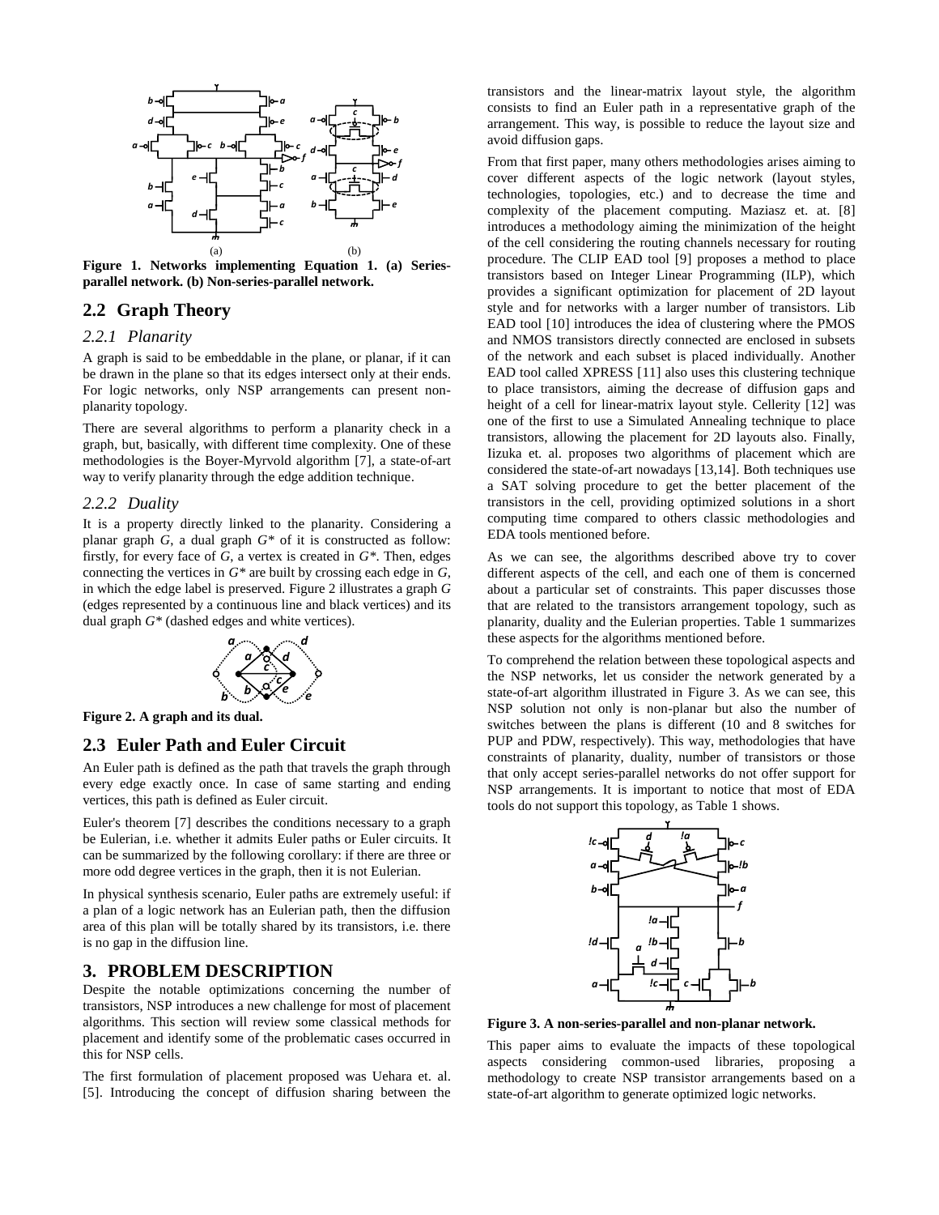Figure 1. Networks implementing Equation 1. (a) Series-parallel network. (b) Non-series-parallel network.

## 2.2 Graph Theory

### 2.2.1 Planarity

A graph is said to be embeddable in the plane, or planar, if it can be drawn in the plane so that its edges intersect only at their ends. For logic networks, only NSP arrangements can present non-planarity topology.

There are several algorithms to perform a planarity check in a graph, but, basically, with different time complexity. One of these methodologies is the Boyer-Myrvold algorithm [7], a state-of-art way to verify planarity through the edge addition technique.

### 2.2.2 Duality

It is a property directly linked to the planarity. Considering a planar graph *G*, a dual graph *G\** of it is constructed as follow: firstly, for every face of *G*, a vertex is created in *G\**. Then, edges connecting the vertices in *G\** are built by crossing each edge in *G*, in which the edge label is preserved. Figure 2 illustrates a graph *G* (edges represented by a continuous line and black vertices) and its dual graph *G\** (dashed edges and white vertices).

Figure 2. A graph and its dual.

## 2.3 Euler Path and Euler Circuit

An Euler path is defined as the path that travels the graph through every edge exactly once. In case of same starting and ending vertices, this path is defined as Euler circuit.

Euler's theorem [7] describes the conditions necessary to a graph be Eulerian, i.e. whether it admits Euler paths or Euler circuits. It can be summarized by the following corollary: if there are three or more odd degree vertices in the graph, then it is not Eulerian.

In physical synthesis scenario, Euler paths are extremely useful: if a plan of a logic network has an Eulerian path, then the diffusion area of this plan will be totally shared by its transistors, i.e. there is no gap in the diffusion line.

# 3. PROBLEM DESCRIPTION

Despite the notable optimizations concerning the number of transistors, NSP introduces a new challenge for most of placement algorithms. This section will review some classical methods for placement and identify some of the problematic cases occurred in this for NSP cells.

The first formulation of placement proposed was Uehara et. al. [5]. Introducing the concept of diffusion sharing between the transistors and the linear-matrix layout style, the algorithm consists to find an Euler path in a representative graph of the arrangement. This way, is possible to reduce the layout size and avoid diffusion gaps.

From that first paper, many others methodologies arises aiming to cover different aspects of the logic network (layout styles, technologies, topologies, etc.) and to decrease the time and complexity of the placement computing. Maziasz et. at. [8] introduces a methodology aiming the minimization of the height of the cell considering the routing channels necessary for routing procedure. The CLIP EAD tool [9] proposes a method to place transistors based on Integer Linear Programming (ILP), which provides a significant optimization for placement of 2D layout style and for networks with a larger number of transistors. Lib EAD tool [10] introduces the idea of clustering where the PMOS and NMOS transistors directly connected are enclosed in subsets of the network and each subset is placed individually. Another EAD tool called XPRESS [11] also uses this clustering technique to place transistors, aiming the decrease of diffusion gaps and height of a cell for linear-matrix layout style. Cellerity [12] was one of the first to use a Simulated Annealing technique to place transistors, allowing the placement for 2D layouts also. Finally, Iizuka et. al. proposes two algorithms of placement which are considered the state-of-art nowadays [13,14]. Both techniques use a SAT solving procedure to get the better placement of the transistors in the cell, providing optimized solutions in a short computing time compared to others classic methodologies and EDA tools mentioned before.

As we can see, the algorithms described above try to cover different aspects of the cell, and each one of them is concerned about a particular set of constraints. This paper discusses those that are related to the transistors arrangement topology, such as planarity, duality and the Eulerian properties. Table 1 summarizes these aspects for the algorithms mentioned before.

To comprehend the relation between these topological aspects and the NSP networks, let us consider the network generated by a state-of-art algorithm illustrated in Figure 3. As we can see, this NSP solution not only is non-planar but also the number of switches between the plans is different (10 and 8 switches for PUP and PDW, respectively). This way, methodologies that have constraints of planarity, duality, number of transistors or those that only accept series-parallel networks do not offer support for NSP arrangements. It is important to notice that most of EDA tools do not support this topology, as Table 1 shows.

Figure 3. A non-series-parallel and non-planar network.

This paper aims to evaluate the impacts of these topological aspects considering common-used libraries, proposing a methodology to create NSP transistor arrangements based on a state-of-art algorithm to generate optimized logic networks.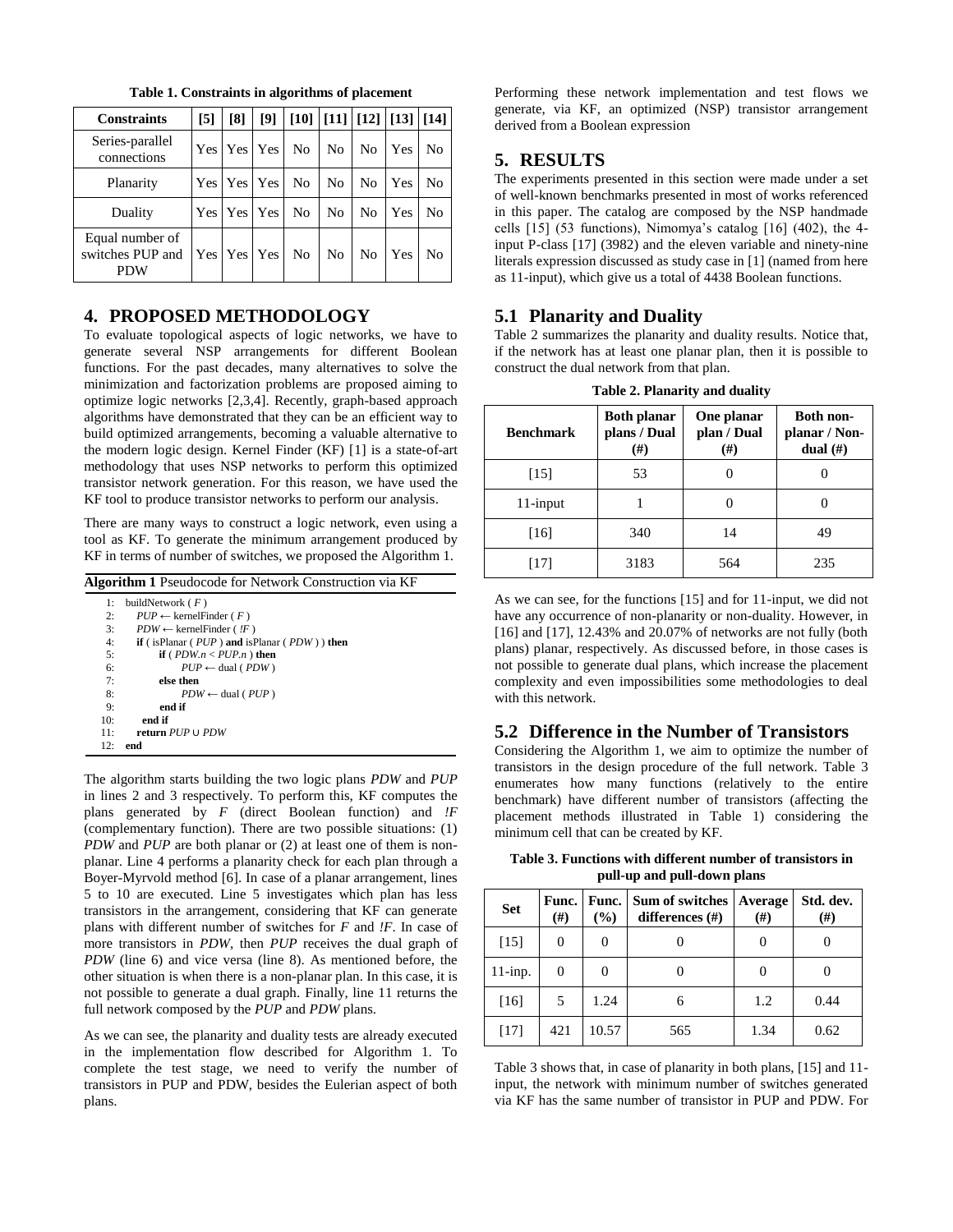**Table 1. Constraints in algorithms of placement**

| Constraints | [5] | [8] | [9] | [10] | [11] | [12] | [13] | [14] |
|---|---|---|---|---|---|---|---|---|
| Series-parallel connections | Yes | Yes | Yes | No | No | No | Yes | No |
| Planarity | Yes | Yes | Yes | No | No | No | Yes | No |
| Duality | Yes | Yes | Yes | No | No | No | Yes | No |
| Equal number of switches PUP and PDW | Yes | Yes | Yes | No | No | No | Yes | No |

## 4. PROPOSED METHODOLOGY

To evaluate topological aspects of logic networks, we have to generate several NSP arrangements for different Boolean functions. For the past decades, many alternatives to solve the minimization and factorization problems are proposed aiming to optimize logic networks [2,3,4]. Recently, graph-based approach algorithms have demonstrated that they can be an efficient way to build optimized arrangements, becoming a valuable alternative to the modern logic design. Kernel Finder (KF) [1] is a state-of-art methodology that uses NSP networks to perform this optimized transistor network generation. For this reason, we have used the KF tool to produce transistor networks to perform our analysis.

There are many ways to construct a logic network, even using a tool as KF. To generate the minimum arrangement produced by KF in terms of number of switches, we proposed the Algorithm 1.

**Algorithm 1** Pseudocode for Network Construction via KF

```
1:  buildNetwork ( F )
2:    PUP ← kernelFinder ( F )
3:    PDW ← kernelFinder ( !F )
4:    if ( isPlanar ( PUP ) and isPlanar ( PDW ) ) then
5:        if ( PDW.n < PUP.n ) then
6:            PUP ← dual ( PDW )
7:        else then
8:            PDW ← dual ( PUP )
9:        end if
10:   end if
11:   return PUP ∪ PDW
12: end
```

The algorithm starts building the two logic plans *PDW* and *PUP* in lines 2 and 3 respectively. To perform this, KF computes the plans generated by *F* (direct Boolean function) and *!F* (complementary function). There are two possible situations: (1) *PDW* and *PUP* are both planar or (2) at least one of them is non-planar. Line 4 performs a planarity check for each plan through a Boyer-Myrvold method [6]. In case of a planar arrangement, lines 5 to 10 are executed. Line 5 investigates which plan has less transistors in the arrangement, considering that KF can generate plans with different number of switches for *F* and *!F*. In case of more transistors in *PDW*, then *PUP* receives the dual graph of *PDW* (line 6) and vice versa (line 8). As mentioned before, the other situation is when there is a non-planar plan. In this case, it is not possible to generate a dual graph. Finally, line 11 returns the full network composed by the *PUP* and *PDW* plans.

As we can see, the planarity and duality tests are already executed in the implementation flow described for Algorithm 1. To complete the test stage, we need to verify the number of transistors in PUP and PDW, besides the Eulerian aspect of both plans.

Performing these network implementation and test flows we generate, via KF, an optimized (NSP) transistor arrangement derived from a Boolean expression

## 5. RESULTS

The experiments presented in this section were made under a set of well-known benchmarks presented in most of works referenced in this paper. The catalog are composed by the NSP handmade cells [15] (53 functions), Nimomya's catalog [16] (402), the 4-input P-class [17] (3982) and the eleven variable and ninety-nine literals expression discussed as study case in [1] (named from here as 11-input), which give us a total of 4438 Boolean functions.

### 5.1 Planarity and Duality

Table 2 summarizes the planarity and duality results. Notice that, if the network has at least one planar plan, then it is possible to construct the dual network from that plan.

**Table 2. Planarity and duality**

| Benchmark | Both planar plans / Dual (#) | One planar plan / Dual (#) | Both non-planar / Non-dual (#) |
|---|---|---|---|
| [15] | 53 | 0 | 0 |
| 11-input | 1 | 0 | 0 |
| [16] | 340 | 14 | 49 |
| [17] | 3183 | 564 | 235 |

As we can see, for the functions [15] and for 11-input, we did not have any occurrence of non-planarity or non-duality. However, in [16] and [17], 12.43% and 20.07% of networks are not fully (both plans) planar, respectively. As discussed before, in those cases is not possible to generate dual plans, which increase the placement complexity and even impossibilities some methodologies to deal with this network.

### 5.2 Difference in the Number of Transistors

Considering the Algorithm 1, we aim to optimize the number of transistors in the design procedure of the full network. Table 3 enumerates how many functions (relatively to the entire benchmark) have different number of transistors (affecting the placement methods illustrated in Table 1) considering the minimum cell that can be created by KF.

**Table 3. Functions with different number of transistors in pull-up and pull-down plans**

| Set | Func. (#) | Func. (%) | Sum of switches differences (#) | Average (#) | Std. dev. (#) |
|---|---|---|---|---|---|
| [15] | 0 | 0 | 0 | 0 | 0 |
| 11-inp. | 0 | 0 | 0 | 0 | 0 |
| [16] | 5 | 1.24 | 6 | 1.2 | 0.44 |
| [17] | 421 | 10.57 | 565 | 1.34 | 0.62 |

Table 3 shows that, in case of planarity in both plans, [15] and 11-input, the network with minimum number of switches generated via KF has the same number of transistor in PUP and PDW. For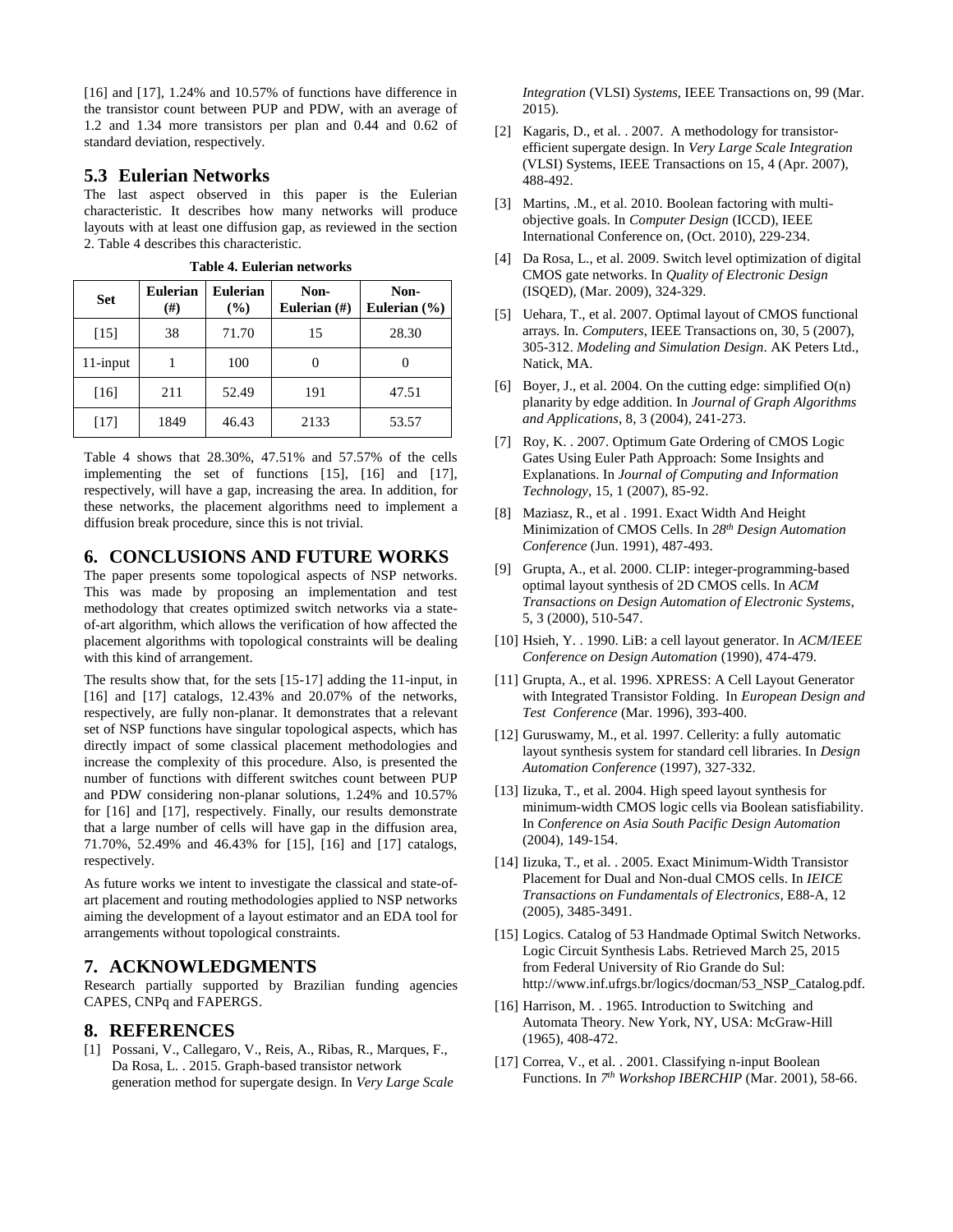[16] and [17], 1.24% and 10.57% of functions have difference in the transistor count between PUP and PDW, with an average of 1.2 and 1.34 more transistors per plan and 0.44 and 0.62 of standard deviation, respectively.

## 5.3 Eulerian Networks

The last aspect observed in this paper is the Eulerian characteristic. It describes how many networks will produce layouts with at least one diffusion gap, as reviewed in the section 2. Table 4 describes this characteristic.

**Table 4. Eulerian networks**

| Set | Eulerian (#) | Eulerian (%) | Non-Eulerian (#) | Non-Eulerian (%) |
|---|---|---|---|---|
| [15] | 38 | 71.70 | 15 | 28.30 |
| 11-input | 1 | 100 | 0 | 0 |
| [16] | 211 | 52.49 | 191 | 47.51 |
| [17] | 1849 | 46.43 | 2133 | 53.57 |

Table 4 shows that 28.30%, 47.51% and 57.57% of the cells implementing the set of functions [15], [16] and [17], respectively, will have a gap, increasing the area. In addition, for these networks, the placement algorithms need to implement a diffusion break procedure, since this is not trivial.

# 6. CONCLUSIONS AND FUTURE WORKS

The paper presents some topological aspects of NSP networks. This was made by proposing an implementation and test methodology that creates optimized switch networks via a state-of-art algorithm, which allows the verification of how affected the placement algorithms with topological constraints will be dealing with this kind of arrangement.

The results show that, for the sets [15-17] adding the 11-input, in [16] and [17] catalogs, 12.43% and 20.07% of the networks, respectively, are fully non-planar. It demonstrates that a relevant set of NSP functions have singular topological aspects, which has directly impact of some classical placement methodologies and increase the complexity of this procedure. Also, is presented the number of functions with different switches count between PUP and PDW considering non-planar solutions, 1.24% and 10.57% for [16] and [17], respectively. Finally, our results demonstrate that a large number of cells will have gap in the diffusion area, 71.70%, 52.49% and 46.43% for [15], [16] and [17] catalogs, respectively.

As future works we intent to investigate the classical and state-of-art placement and routing methodologies applied to NSP networks aiming the development of a layout estimator and an EDA tool for arrangements without topological constraints.

# 7. ACKNOWLEDGMENTS

Research partially supported by Brazilian funding agencies CAPES, CNPq and FAPERGS.

# 8. REFERENCES

[1] Possani, V., Callegaro, V., Reis, A., Ribas, R., Marques, F., Da Rosa, L. . 2015. Graph-based transistor network generation method for supergate design. In *Very Large Scale Integration* (VLSI) *Systems*, IEEE Transactions on, 99 (Mar. 2015).

[2] Kagaris, D., et al. . 2007. A methodology for transistor-efficient supergate design. In *Very Large Scale Integration* (VLSI) Systems, IEEE Transactions on 15, 4 (Apr. 2007), 488-492.

[3] Martins, .M., et al. 2010. Boolean factoring with multi-objective goals. In *Computer Design* (ICCD), IEEE International Conference on, (Oct. 2010), 229-234.

[4] Da Rosa, L., et al. 2009. Switch level optimization of digital CMOS gate networks. In *Quality of Electronic Design* (ISQED), (Mar. 2009), 324-329.

[5] Uehara, T., et al. 2007. Optimal layout of CMOS functional arrays. In. *Computers*, IEEE Transactions on, 30, 5 (2007), 305-312. *Modeling and Simulation Design*. AK Peters Ltd., Natick, MA.

[6] Boyer, J., et al. 2004. On the cutting edge: simplified O(n) planarity by edge addition. In *Journal of Graph Algorithms and Applications*, 8, 3 (2004), 241-273.

[7] Roy, K. . 2007. Optimum Gate Ordering of CMOS Logic Gates Using Euler Path Approach: Some Insights and Explanations. In *Journal of Computing and Information Technology*, 15, 1 (2007), 85-92.

[8] Maziasz, R., et al . 1991. Exact Width And Height Minimization of CMOS Cells. In *28th Design Automation Conference* (Jun. 1991), 487-493.

[9] Grupta, A., et al. 2000. CLIP: integer-programming-based optimal layout synthesis of 2D CMOS cells. In *ACM Transactions on Design Automation of Electronic Systems*, 5, 3 (2000), 510-547.

[10] Hsieh, Y. . 1990. LiB: a cell layout generator. In *ACM/IEEE Conference on Design Automation* (1990), 474-479.

[11] Grupta, A., et al. 1996. XPRESS: A Cell Layout Generator with Integrated Transistor Folding. In *European Design and Test Conference* (Mar. 1996), 393-400.

[12] Guruswamy, M., et al. 1997. Cellerity: a fully automatic layout synthesis system for standard cell libraries. In *Design Automation Conference* (1997), 327-332.

[13] Iizuka, T., et al. 2004. High speed layout synthesis for minimum-width CMOS logic cells via Boolean satisfiability. In *Conference on Asia South Pacific Design Automation* (2004), 149-154.

[14] Iizuka, T., et al. . 2005. Exact Minimum-Width Transistor Placement for Dual and Non-dual CMOS cells. In *IEICE Transactions on Fundamentals of Electronics*, E88-A, 12 (2005), 3485-3491.

[15] Logics. Catalog of 53 Handmade Optimal Switch Networks. Logic Circuit Synthesis Labs. Retrieved March 25, 2015 from Federal University of Rio Grande do Sul: http://www.inf.ufrgs.br/logics/docman/53_NSP_Catalog.pdf.

[16] Harrison, M. . 1965. Introduction to Switching and Automata Theory. New York, NY, USA: McGraw-Hill (1965), 408-472.

[17] Correa, V., et al. . 2001. Classifying n-input Boolean Functions. In *7th Workshop IBERCHIP* (Mar. 2001), 58-66.